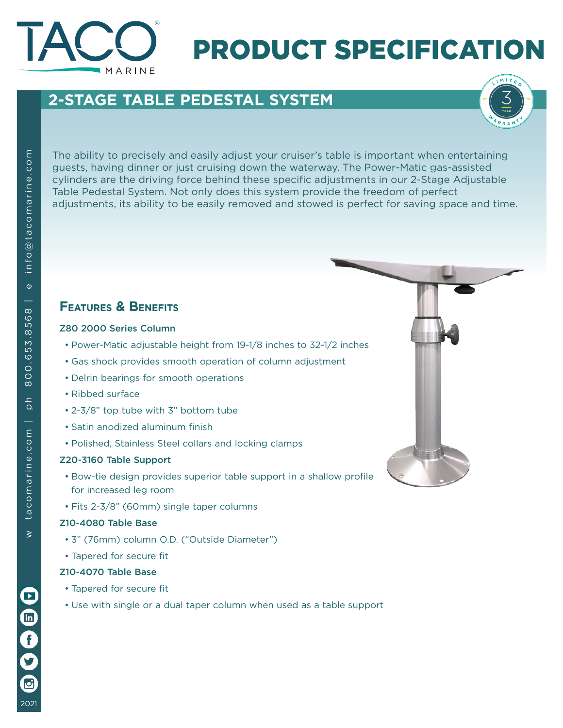# PRODUCT SPECIFICATION

## 2-STAGE TABLE PEDESTAL SYSTEM

LIMITED 3 YEAR WARRANTY

The ability to precisely and easily adjust your cruiser's table is important when entertaining guests, having dinner or just cruising down the waterway. The Power-Matic gas-assisted cylinders are the driving force behind these specific adjustments in our 2-Stage Adjustable Table Pedestal System. Not only does this system provide the freedom of perfect adjustments, its ability to be easily removed and stowed is perfect for saving space and time.

### Features & Benefits

**Z80 2000 Series Column**

- Power-Matic adjustable height from 19-1/8 inches to 32-1/2 inches
- Gas shock provides smooth operation of column adjustment
- Delrin bearings for smooth operations
- Ribbed surface
- 2-3/8" top tube with 3" bottom tube
- Satin anodized aluminum finish
- Polished, Stainless Steel collars and locking clamps

**Z20-3160 Table Support**

- Bow-tie design provides superior table support in a shallow profile for increased leg room
- Fits 2-3/8" (60mm) single taper columns

**Z10-4080 Table Base**

- 3" (76mm) column O.D. ("Outside Diameter")
- Tapered for secure fit

**Z10-4070 Table Base**

- Tapered for secure fit
- Use with single or a dual taper column when used as a table support

w tacomarine.com | ph 800.653.8568 | e info@tacomarine.com

2021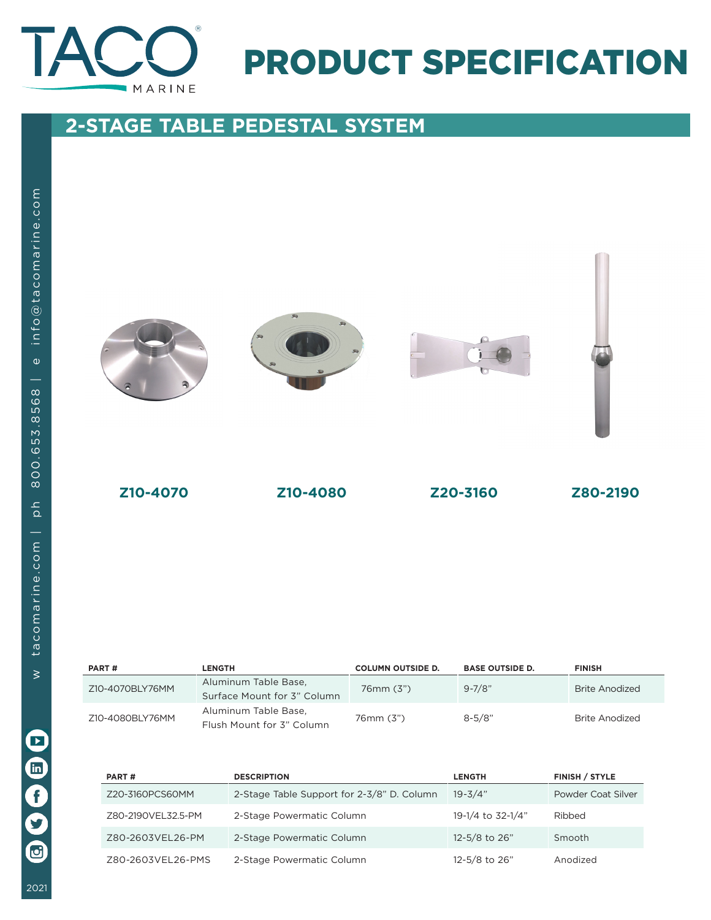# PRODUCT SPECIFICATION

## 2-STAGE TABLE PEDESTAL SYSTEM

**Z10-4070** **Z10-4080** **Z20-3160** **Z80-2190**

| PART # | LENGTH | COLUMN OUTSIDE D. | BASE OUTSIDE D. | FINISH |
|---|---|---|---|---|
| Z10-4070BLY76MM | Aluminum Table Base, Surface Mount for 3" Column | 76mm (3") | 9-7/8" | Brite Anodized |
| Z10-4080BLY76MM | Aluminum Table Base, Flush Mount for 3" Column | 76mm (3") | 8-5/8" | Brite Anodized |

| PART # | DESCRIPTION | LENGTH | FINISH / STYLE |
|---|---|---|---|
| Z20-3160PCS60MM | 2-Stage Table Support for 2-3/8" D. Column | 19-3/4" | Powder Coat Silver |
| Z80-2190VEL32.5-PM | 2-Stage Powermatic Column | 19-1/4 to 32-1/4" | Ribbed |
| Z80-2603VEL26-PM | 2-Stage Powermatic Column | 12-5/8 to 26" | Smooth |
| Z80-2603VEL26-PMS | 2-Stage Powermatic Column | 12-5/8 to 26" | Anodized |

w tacomarine.com | ph 800.653.8568 | e info@tacomarine.com

2021